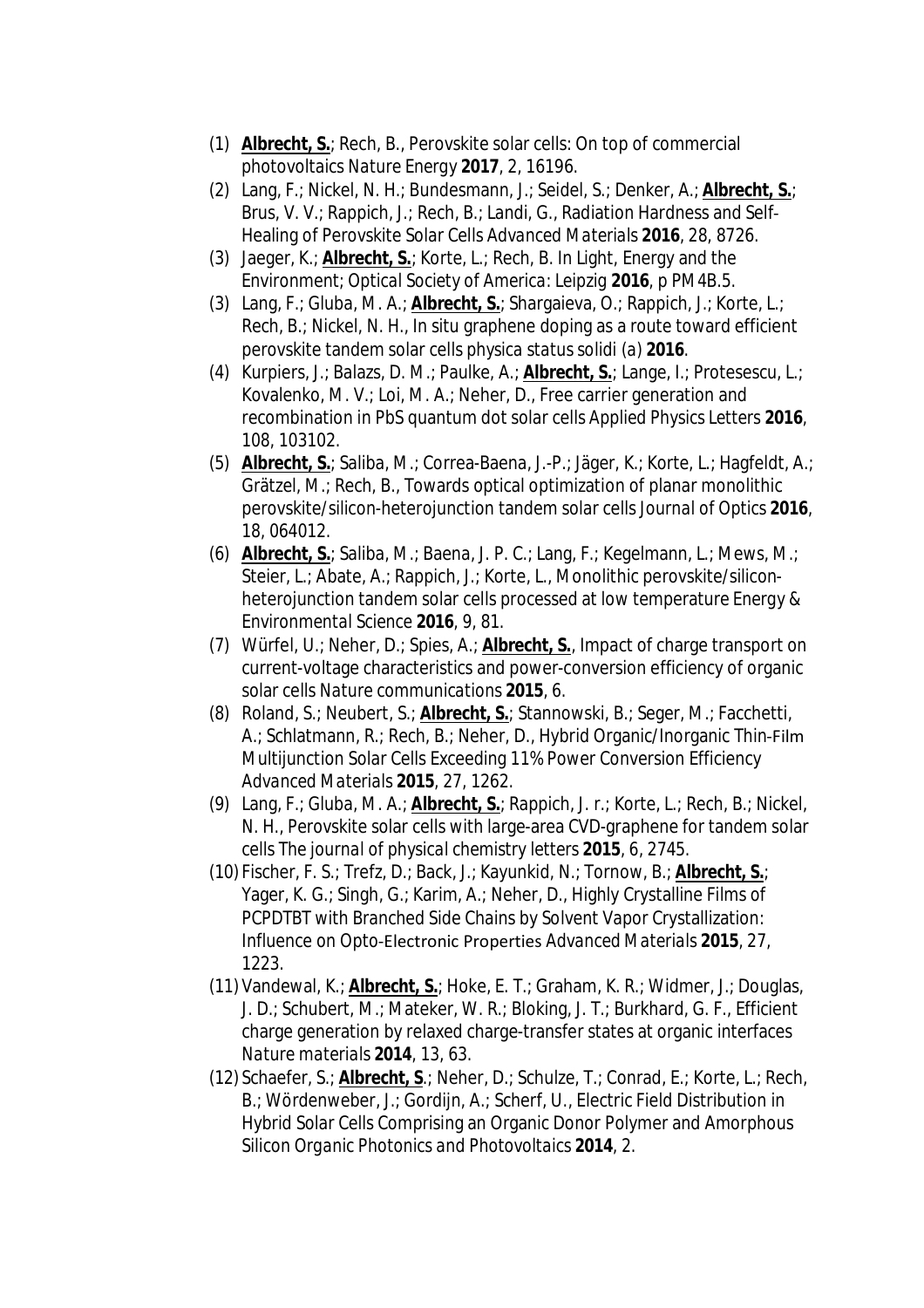(1) **Albrecht, S.**; Rech, B., Perovskite solar cells: On top of commercial photovoltaics *Nature Energy* **2017**, 2, 16196.

(2) Lang, F.; Nickel, N. H.; Bundesmann, J.; Seidel, S.; Denker, A.; **Albrecht, S.**; Brus, V. V.; Rappich, J.; Rech, B.; Landi, G., Radiation Hardness and Self-Healing of Perovskite Solar Cells *Advanced Materials* **2016**, 28, 8726.

(3) Jaeger, K.; **Albrecht, S.**; Korte, L.; Rech, B. In Light, Energy and the Environment; Optical Society of America: Leipzig **2016**, p PM4B.5.

(3) Lang, F.; Gluba, M. A.; **Albrecht, S.**; Shargaieva, O.; Rappich, J.; Korte, L.; Rech, B.; Nickel, N. H., In situ graphene doping as a route toward efficient perovskite tandem solar cells *physica status solidi (a)* **2016**.

(4) Kurpiers, J.; Balazs, D. M.; Paulke, A.; **Albrecht, S.**; Lange, I.; Protesescu, L.; Kovalenko, M. V.; Loi, M. A.; Neher, D., Free carrier generation and recombination in PbS quantum dot solar cells *Applied Physics Letters* **2016**, 108, 103102.

(5) **Albrecht, S.**; Saliba, M.; Correa-Baena, J.-P.; Jäger, K.; Korte, L.; Hagfeldt, A.; Grätzel, M.; Rech, B., Towards optical optimization of planar monolithic perovskite/silicon-heterojunction tandem solar cells *Journal of Optics* **2016**, 18, 064012.

(6) **Albrecht, S.**; Saliba, M.; Baena, J. P. C.; Lang, F.; Kegelmann, L.; Mews, M.; Steier, L.; Abate, A.; Rappich, J.; Korte, L., Monolithic perovskite/silicon-heterojunction tandem solar cells processed at low temperature *Energy & Environmental Science* **2016**, 9, 81.

(7) Würfel, U.; Neher, D.; Spies, A.; **Albrecht, S.**, Impact of charge transport on current-voltage characteristics and power-conversion efficiency of organic solar cells *Nature communications* **2015**, 6.

(8) Roland, S.; Neubert, S.; **Albrecht, S.**; Stannowski, B.; Seger, M.; Facchetti, A.; Schlatmann, R.; Rech, B.; Neher, D., Hybrid Organic/Inorganic Thin-Film Multijunction Solar Cells Exceeding 11% Power Conversion Efficiency *Advanced Materials* **2015**, 27, 1262.

(9) Lang, F.; Gluba, M. A.; **Albrecht, S.**; Rappich, J. r.; Korte, L.; Rech, B.; Nickel, N. H., Perovskite solar cells with large-area CVD-graphene for tandem solar cells *The journal of physical chemistry letters* **2015**, 6, 2745.

(10) Fischer, F. S.; Trefz, D.; Back, J.; Kayunkid, N.; Tornow, B.; **Albrecht, S.**; Yager, K. G.; Singh, G.; Karim, A.; Neher, D., Highly Crystalline Films of PCPDTBT with Branched Side Chains by Solvent Vapor Crystallization: Influence on Opto-Electronic Properties *Advanced Materials* **2015**, 27, 1223.

(11) Vandewal, K.; **Albrecht, S.**; Hoke, E. T.; Graham, K. R.; Widmer, J.; Douglas, J. D.; Schubert, M.; Mateker, W. R.; Bloking, J. T.; Burkhard, G. F., Efficient charge generation by relaxed charge-transfer states at organic interfaces *Nature materials* **2014**, 13, 63.

(12) Schaefer, S.; **Albrecht, S**.; Neher, D.; Schulze, T.; Conrad, E.; Korte, L.; Rech, B.; Wördenweber, J.; Gordijn, A.; Scherf, U., Electric Field Distribution in Hybrid Solar Cells Comprising an Organic Donor Polymer and Amorphous Silicon *Organic Photonics and Photovoltaics* **2014**, 2.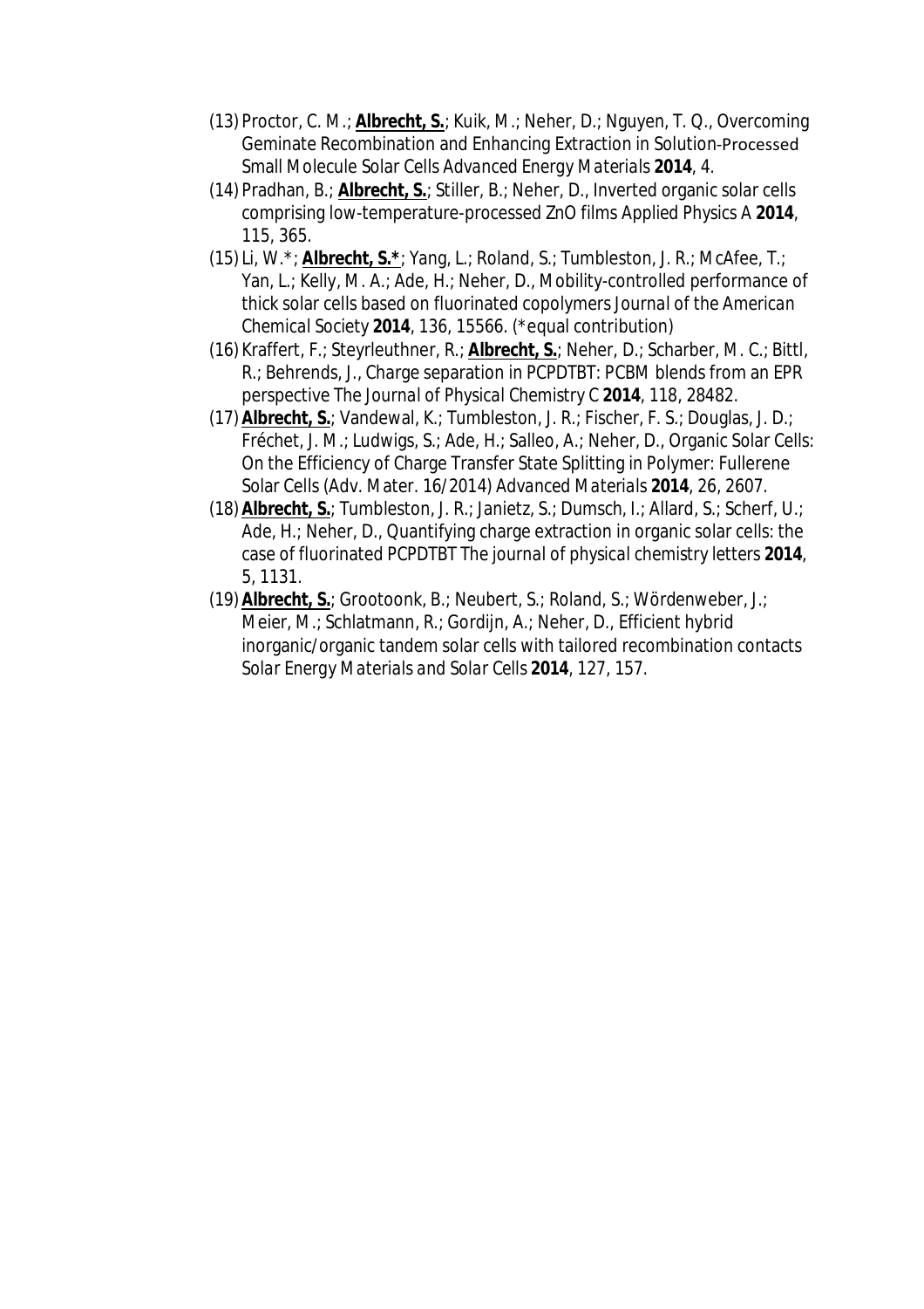(13) Proctor, C. M.; **Albrecht, S.**; Kuik, M.; Neher, D.; Nguyen, T. Q., Overcoming Geminate Recombination and Enhancing Extraction in Solution-Processed Small Molecule Solar Cells *Advanced Energy Materials* **2014**, 4.

(14) Pradhan, B.; **Albrecht, S.**; Stiller, B.; Neher, D., Inverted organic solar cells comprising low-temperature-processed ZnO films *Applied Physics A* **2014**, 115, 365.

(15) Li, W.*; **Albrecht, S.***; Yang, L.; Roland, S.; Tumbleston, J. R.; McAfee, T.; Yan, L.; Kelly, M. A.; Ade, H.; Neher, D., Mobility-controlled performance of thick solar cells based on fluorinated copolymers *Journal of the American Chemical Society* **2014**, 136, 15566. (*equal contribution)

(16) Kraffert, F.; Steyrleuthner, R.; **Albrecht, S.**; Neher, D.; Scharber, M. C.; Bittl, R.; Behrends, J., Charge separation in PCPDTBT: PCBM blends from an EPR perspective *The Journal of Physical Chemistry C* **2014**, 118, 28482.

(17) **Albrecht, S.**; Vandewal, K.; Tumbleston, J. R.; Fischer, F. S.; Douglas, J. D.; Fréchet, J. M.; Ludwigs, S.; Ade, H.; Salleo, A.; Neher, D., Organic Solar Cells: On the Efficiency of Charge Transfer State Splitting in Polymer: Fullerene Solar Cells (Adv. Mater. 16/2014) *Advanced Materials* **2014**, 26, 2607.

(18) **Albrecht, S.**; Tumbleston, J. R.; Janietz, S.; Dumsch, I.; Allard, S.; Scherf, U.; Ade, H.; Neher, D., Quantifying charge extraction in organic solar cells: the case of fluorinated PCPDTBT *The journal of physical chemistry letters* **2014**, 5, 1131.

(19) **Albrecht, S.**; Grootoonk, B.; Neubert, S.; Roland, S.; Wördenweber, J.; Meier, M.; Schlatmann, R.; Gordijn, A.; Neher, D., Efficient hybrid inorganic/organic tandem solar cells with tailored recombination contacts *Solar Energy Materials and Solar Cells* **2014**, 127, 157.